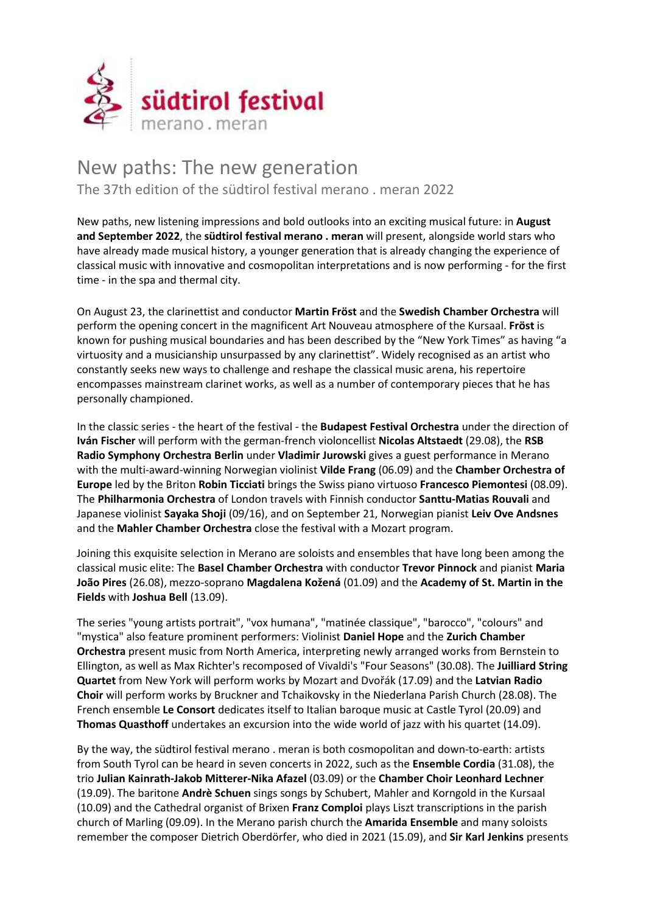südtirol festival
merano . meran

# New paths: The new generation

## The 37th edition of the südtirol festival merano . meran 2022

New paths, new listening impressions and bold outlooks into an exciting musical future: in **August and September 2022**, the **südtirol festival merano . meran** will present, alongside world stars who have already made musical history, a younger generation that is already changing the experience of classical music with innovative and cosmopolitan interpretations and is now performing - for the first time - in the spa and thermal city.

On August 23, the clarinettist and conductor **Martin Fröst** and the **Swedish Chamber Orchestra** will perform the opening concert in the magnificent Art Nouveau atmosphere of the Kursaal. **Fröst** is known for pushing musical boundaries and has been described by the "New York Times" as having "a virtuosity and a musicianship unsurpassed by any clarinettist". Widely recognised as an artist who constantly seeks new ways to challenge and reshape the classical music arena, his repertoire encompasses mainstream clarinet works, as well as a number of contemporary pieces that he has personally championed.

In the classic series - the heart of the festival - the **Budapest Festival Orchestra** under the direction of **Iván Fischer** will perform with the german-french violoncellist **Nicolas Altstaedt** (29.08), the **RSB Radio Symphony Orchestra Berlin** under **Vladimir Jurowski** gives a guest performance in Merano with the multi-award-winning Norwegian violinist **Vilde Frang** (06.09) and the **Chamber Orchestra of Europe** led by the Briton **Robin Ticciati** brings the Swiss piano virtuoso **Francesco Piemontesi** (08.09). The **Philharmonia Orchestra** of London travels with Finnish conductor **Santtu-Matias Rouvali** and Japanese violinist **Sayaka Shoji** (09/16), and on September 21, Norwegian pianist **Leiv Ove Andsnes** and the **Mahler Chamber Orchestra** close the festival with a Mozart program.

Joining this exquisite selection in Merano are soloists and ensembles that have long been among the classical music elite: The **Basel Chamber Orchestra** with conductor **Trevor Pinnock** and pianist **Maria João Pires** (26.08), mezzo-soprano **Magdalena Kožená** (01.09) and the **Academy of St. Martin in the Fields** with **Joshua Bell** (13.09).

The series "young artists portrait", "vox humana", "matinée classique", "barocco", "colours" and "mystica" also feature prominent performers: Violinist **Daniel Hope** and the **Zurich Chamber Orchestra** present music from North America, interpreting newly arranged works from Bernstein to Ellington, as well as Max Richter's recomposed of Vivaldi's "Four Seasons" (30.08). The **Juilliard String Quartet** from New York will perform works by Mozart and Dvořák (17.09) and the **Latvian Radio Choir** will perform works by Bruckner and Tchaikovsky in the Niederlana Parish Church (28.08). The French ensemble **Le Consort** dedicates itself to Italian baroque music at Castle Tyrol (20.09) and **Thomas Quasthoff** undertakes an excursion into the wide world of jazz with his quartet (14.09).

By the way, the südtirol festival merano . meran is both cosmopolitan and down-to-earth: artists from South Tyrol can be heard in seven concerts in 2022, such as the **Ensemble Cordia** (31.08), the trio **Julian Kainrath-Jakob Mitterer-Nika Afazel** (03.09) or the **Chamber Choir Leonhard Lechner** (19.09). The baritone **Andrè Schuen** sings songs by Schubert, Mahler and Korngold in the Kursaal (10.09) and the Cathedral organist of Brixen **Franz Comploi** plays Liszt transcriptions in the parish church of Marling (09.09). In the Merano parish church the **Amarida Ensemble** and many soloists remember the composer Dietrich Oberdörfer, who died in 2021 (15.09), and **Sir Karl Jenkins** presents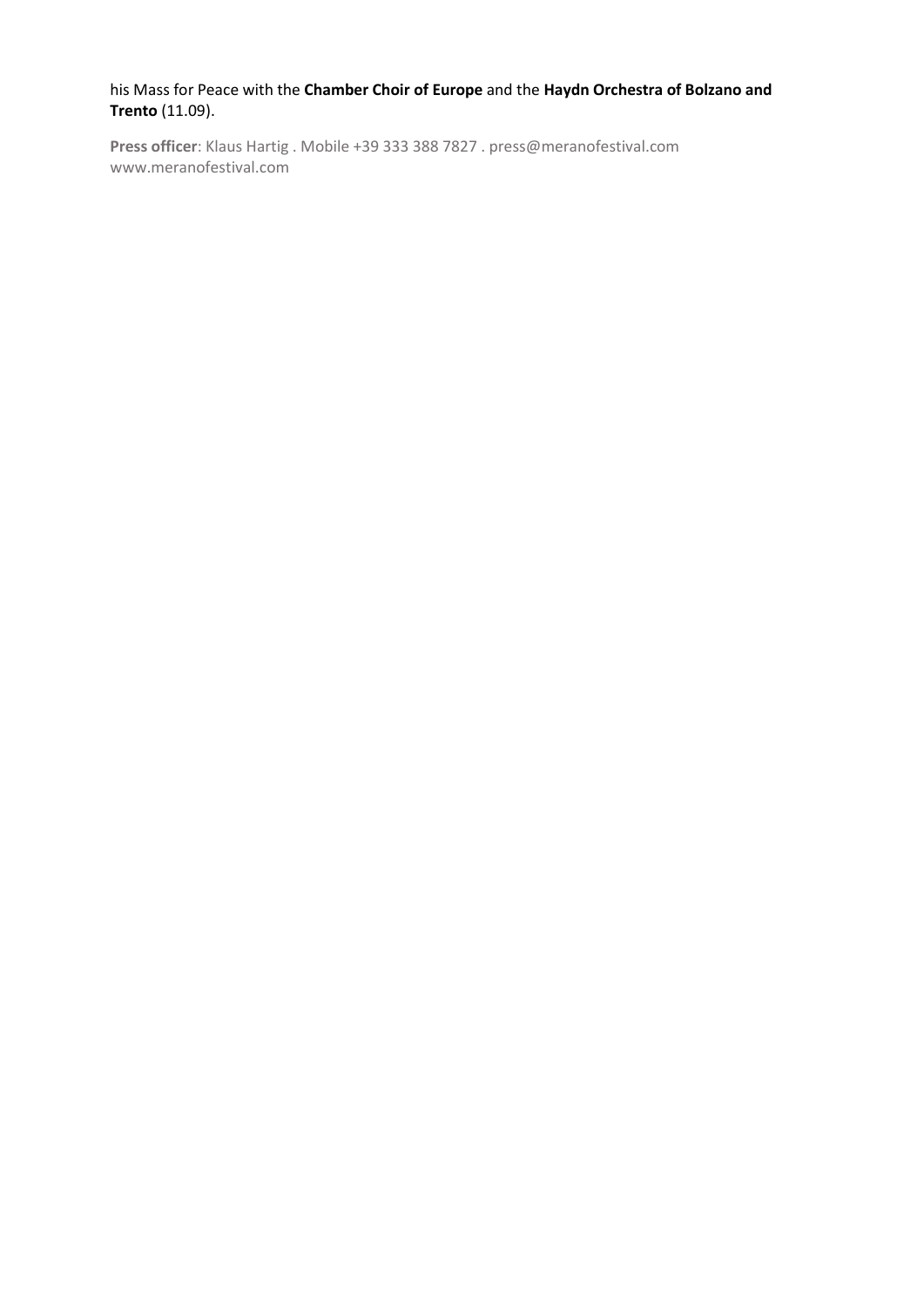his Mass for Peace with the **Chamber Choir of Europe** and the **Haydn Orchestra of Bolzano and Trento** (11.09).

**Press officer**: Klaus Hartig . Mobile +39 333 388 7827 . press@meranofestival.com
www.meranofestival.com